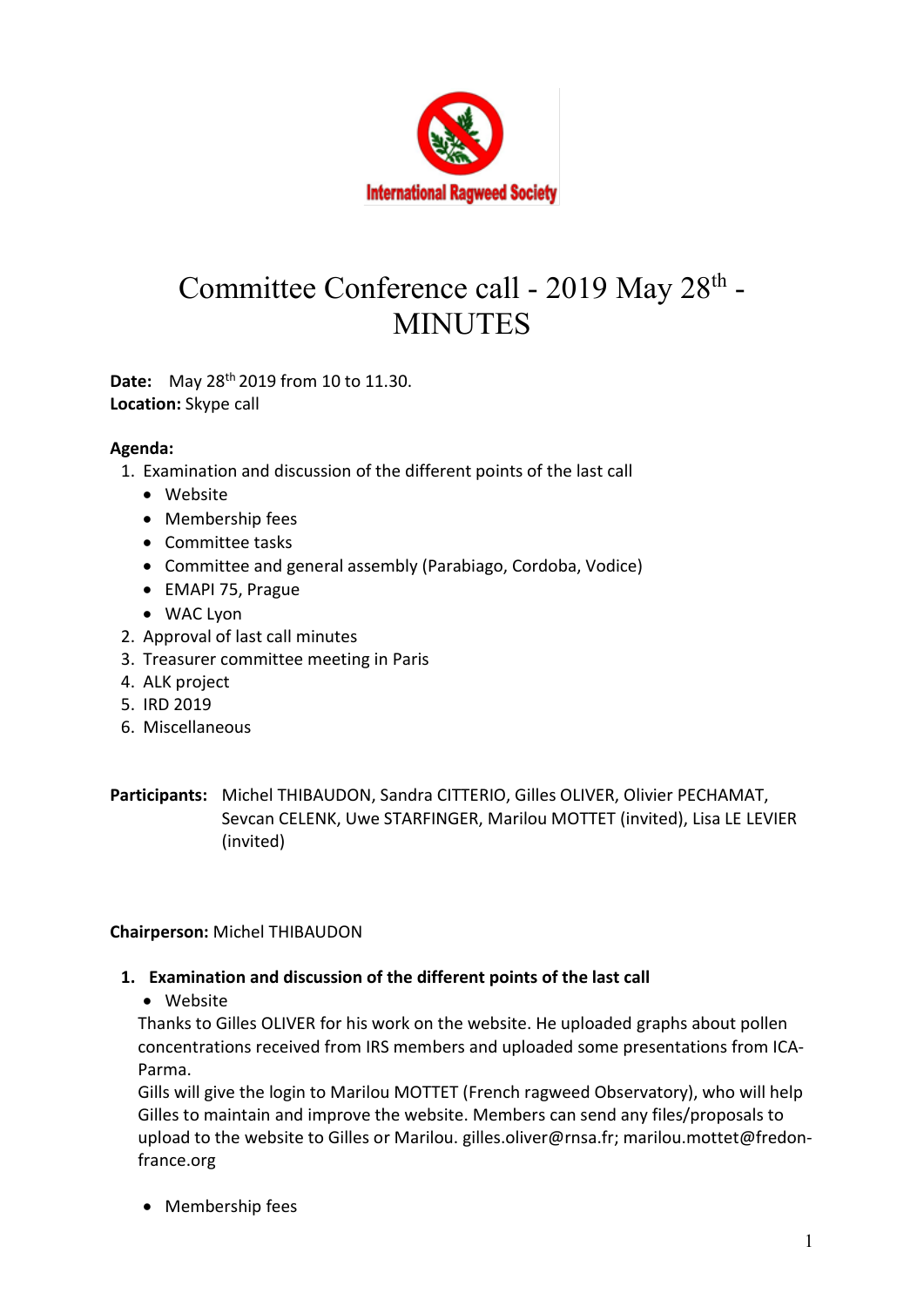International Ragweed Society

# Committee Conference call - 2019 May 28th - MINUTES

**Date:** May 28th 2019 from 10 to 11.30.
**Location:** Skype call

**Agenda:**

1. Examination and discussion of the different points of the last call
   - Website
   - Membership fees
   - Committee tasks
   - Committee and general assembly (Parabiago, Cordoba, Vodice)
   - EMAPI 75, Prague
   - WAC Lyon
2. Approval of last call minutes
3. Treasurer committee meeting in Paris
4. ALK project
5. IRD 2019
6. Miscellaneous

**Participants:** Michel THIBAUDON, Sandra CITTERIO, Gilles OLIVER, Olivier PECHAMAT, Sevcan CELENK, Uwe STARFINGER, Marilou MOTTET (invited), Lisa LE LEVIER (invited)

**Chairperson:** Michel THIBAUDON

## 1. Examination and discussion of the different points of the last call

- Website

Thanks to Gilles OLIVER for his work on the website. He uploaded graphs about pollen concentrations received from IRS members and uploaded some presentations from ICA-Parma.

Gills will give the login to Marilou MOTTET (French ragweed Observatory), who will help Gilles to maintain and improve the website. Members can send any files/proposals to upload to the website to Gilles or Marilou. gilles.oliver@rnsa.fr; marilou.mottet@fredon-france.org

- Membership fees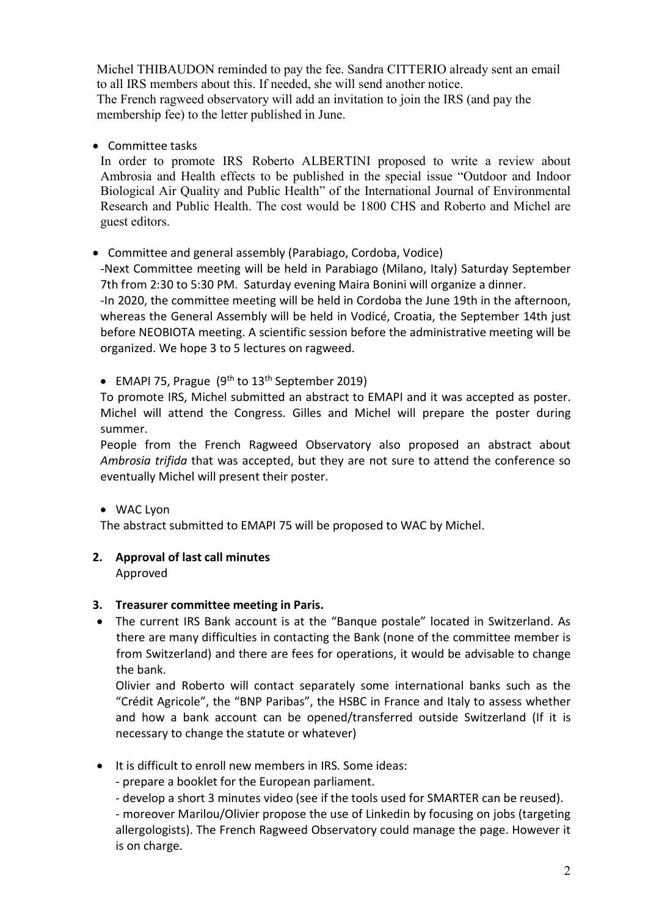Michel THIBAUDON reminded to pay the fee. Sandra CITTERIO already sent an email to all IRS members about this. If needed, she will send another notice.
The French ragweed observatory will add an invitation to join the IRS (and pay the membership fee) to the letter published in June.

- Committee tasks

In order to promote IRS Roberto ALBERTINI proposed to write a review about Ambrosia and Health effects to be published in the special issue "Outdoor and Indoor Biological Air Quality and Public Health" of the International Journal of Environmental Research and Public Health. The cost would be 1800 CHS and Roberto and Michel are guest editors.

- Committee and general assembly (Parabiago, Cordoba, Vodice)

-Next Committee meeting will be held in Parabiago (Milano, Italy) Saturday September 7th from 2:30 to 5:30 PM. Saturday evening Maira Bonini will organize a dinner.
-In 2020, the committee meeting will be held in Cordoba the June 19th in the afternoon, whereas the General Assembly will be held in Vodicé, Croatia, the September 14th just before NEOBIOTA meeting. A scientific session before the administrative meeting will be organized. We hope 3 to 5 lectures on ragweed.

- EMAPI 75, Prague (9th to 13th September 2019)

To promote IRS, Michel submitted an abstract to EMAPI and it was accepted as poster. Michel will attend the Congress. Gilles and Michel will prepare the poster during summer.
People from the French Ragweed Observatory also proposed an abstract about *Ambrosia trifida* that was accepted, but they are not sure to attend the conference so eventually Michel will present their poster.

- WAC Lyon

The abstract submitted to EMAPI 75 will be proposed to WAC by Michel.

2. **Approval of last call minutes**
   Approved

3. **Treasurer committee meeting in Paris.**

- The current IRS Bank account is at the "Banque postale" located in Switzerland. As there are many difficulties in contacting the Bank (none of the committee member is from Switzerland) and there are fees for operations, it would be advisable to change the bank.
  Olivier and Roberto will contact separately some international banks such as the "Crédit Agricole", the "BNP Paribas", the HSBC in France and Italy to assess whether and how a bank account can be opened/transferred outside Switzerland (If it is necessary to change the statute or whatever)

- It is difficult to enroll new members in IRS. Some ideas:
  - prepare a booklet for the European parliament.
  - develop a short 3 minutes video (see if the tools used for SMARTER can be reused).
  - moreover Marilou/Olivier propose the use of Linkedin by focusing on jobs (targeting allergologists). The French Ragweed Observatory could manage the page. However it is on charge.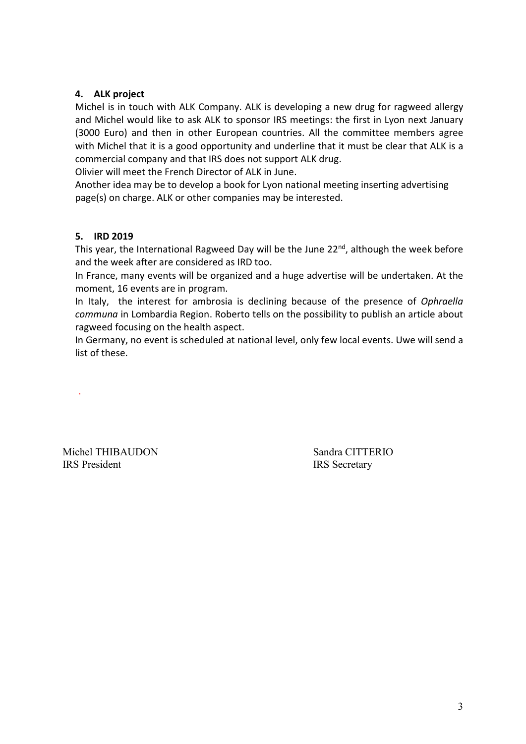### 4. ALK project

Michel is in touch with ALK Company. ALK is developing a new drug for ragweed allergy and Michel would like to ask ALK to sponsor IRS meetings: the first in Lyon next January (3000 Euro) and then in other European countries. All the committee members agree with Michel that it is a good opportunity and underline that it must be clear that ALK is a commercial company and that IRS does not support ALK drug.

Olivier will meet the French Director of ALK in June.

Another idea may be to develop a book for Lyon national meeting inserting advertising page(s) on charge. ALK or other companies may be interested.

### 5. IRD 2019

This year, the International Ragweed Day will be the June 22nd, although the week before and the week after are considered as IRD too.

In France, many events will be organized and a huge advertise will be undertaken. At the moment, 16 events are in program.

In Italy, the interest for ambrosia is declining because of the presence of *Ophraella communa* in Lombardia Region. Roberto tells on the possibility to publish an article about ragweed focusing on the health aspect.

In Germany, no event is scheduled at national level, only few local events. Uwe will send a list of these.

Michel THIBAUDON
IRS President

Sandra CITTERIO
IRS Secretary